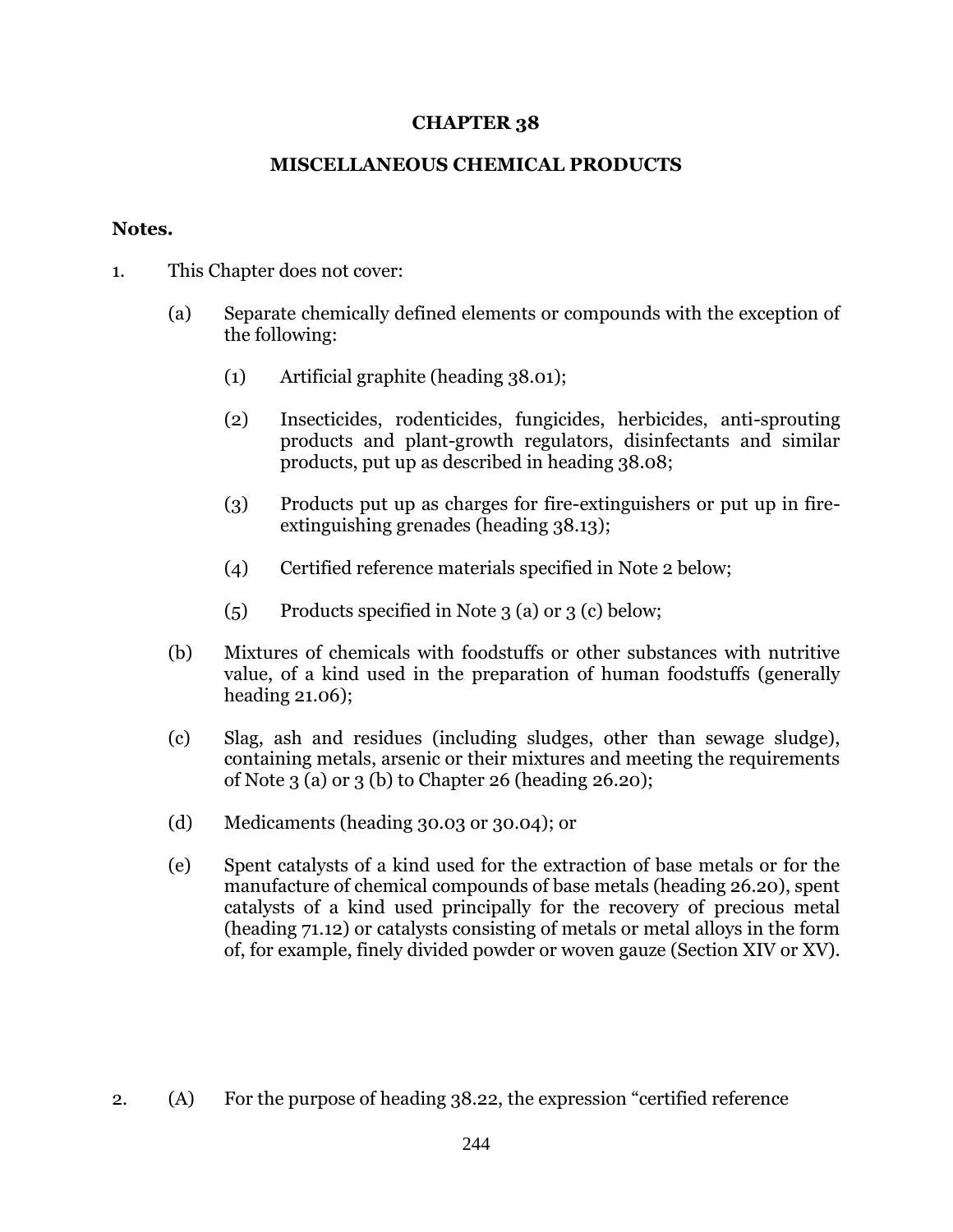# CHAPTER 38

## MISCELLANEOUS CHEMICAL PRODUCTS

**Notes.**

1. This Chapter does not cover:

   (a) Separate chemically defined elements or compounds with the exception of the following:

      (1) Artificial graphite (heading 38.01);

      (2) Insecticides, rodenticides, fungicides, herbicides, anti-sprouting products and plant-growth regulators, disinfectants and similar products, put up as described in heading 38.08;

      (3) Products put up as charges for fire-extinguishers or put up in fire-extinguishing grenades (heading 38.13);

      (4) Certified reference materials specified in Note 2 below;

      (5) Products specified in Note 3 (a) or 3 (c) below;

   (b) Mixtures of chemicals with foodstuffs or other substances with nutritive value, of a kind used in the preparation of human foodstuffs (generally heading 21.06);

   (c) Slag, ash and residues (including sludges, other than sewage sludge), containing metals, arsenic or their mixtures and meeting the requirements of Note 3 (a) or 3 (b) to Chapter 26 (heading 26.20);

   (d) Medicaments (heading 30.03 or 30.04); or

   (e) Spent catalysts of a kind used for the extraction of base metals or for the manufacture of chemical compounds of base metals (heading 26.20), spent catalysts of a kind used principally for the recovery of precious metal (heading 71.12) or catalysts consisting of metals or metal alloys in the form of, for example, finely divided powder or woven gauze (Section XIV or XV).

2. (A) For the purpose of heading 38.22, the expression "certified reference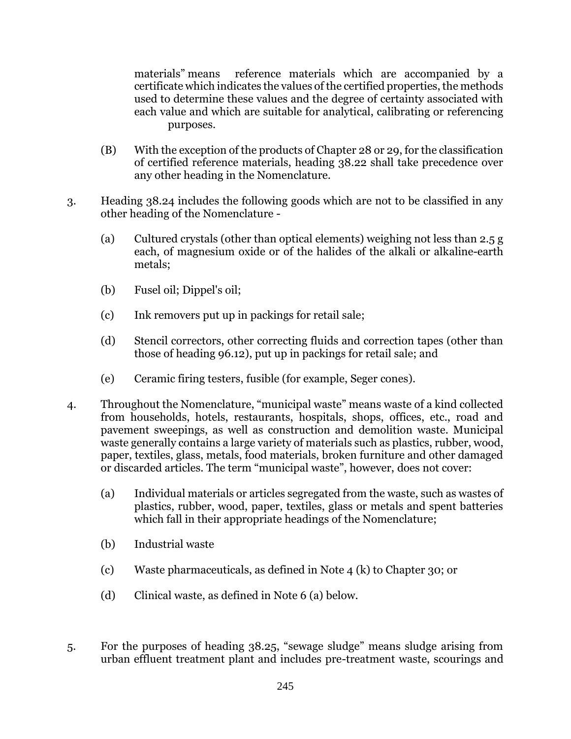materials" means reference materials which are accompanied by a certificate which indicates the values of the certified properties, the methods used to determine these values and the degree of certainty associated with each value and which are suitable for analytical, calibrating or referencing purposes.

(B) With the exception of the products of Chapter 28 or 29, for the classification of certified reference materials, heading 38.22 shall take precedence over any other heading in the Nomenclature.

3. Heading 38.24 includes the following goods which are not to be classified in any other heading of the Nomenclature -

   (a) Cultured crystals (other than optical elements) weighing not less than 2.5 g each, of magnesium oxide or of the halides of the alkali or alkaline-earth metals;

   (b) Fusel oil; Dippel's oil;

   (c) Ink removers put up in packings for retail sale;

   (d) Stencil correctors, other correcting fluids and correction tapes (other than those of heading 96.12), put up in packings for retail sale; and

   (e) Ceramic firing testers, fusible (for example, Seger cones).

4. Throughout the Nomenclature, "municipal waste" means waste of a kind collected from households, hotels, restaurants, hospitals, shops, offices, etc., road and pavement sweepings, as well as construction and demolition waste. Municipal waste generally contains a large variety of materials such as plastics, rubber, wood, paper, textiles, glass, metals, food materials, broken furniture and other damaged or discarded articles. The term "municipal waste", however, does not cover:

   (a) Individual materials or articles segregated from the waste, such as wastes of plastics, rubber, wood, paper, textiles, glass or metals and spent batteries which fall in their appropriate headings of the Nomenclature;

   (b) Industrial waste

   (c) Waste pharmaceuticals, as defined in Note 4 (k) to Chapter 30; or

   (d) Clinical waste, as defined in Note 6 (a) below.

5. For the purposes of heading 38.25, "sewage sludge" means sludge arising from urban effluent treatment plant and includes pre-treatment waste, scourings and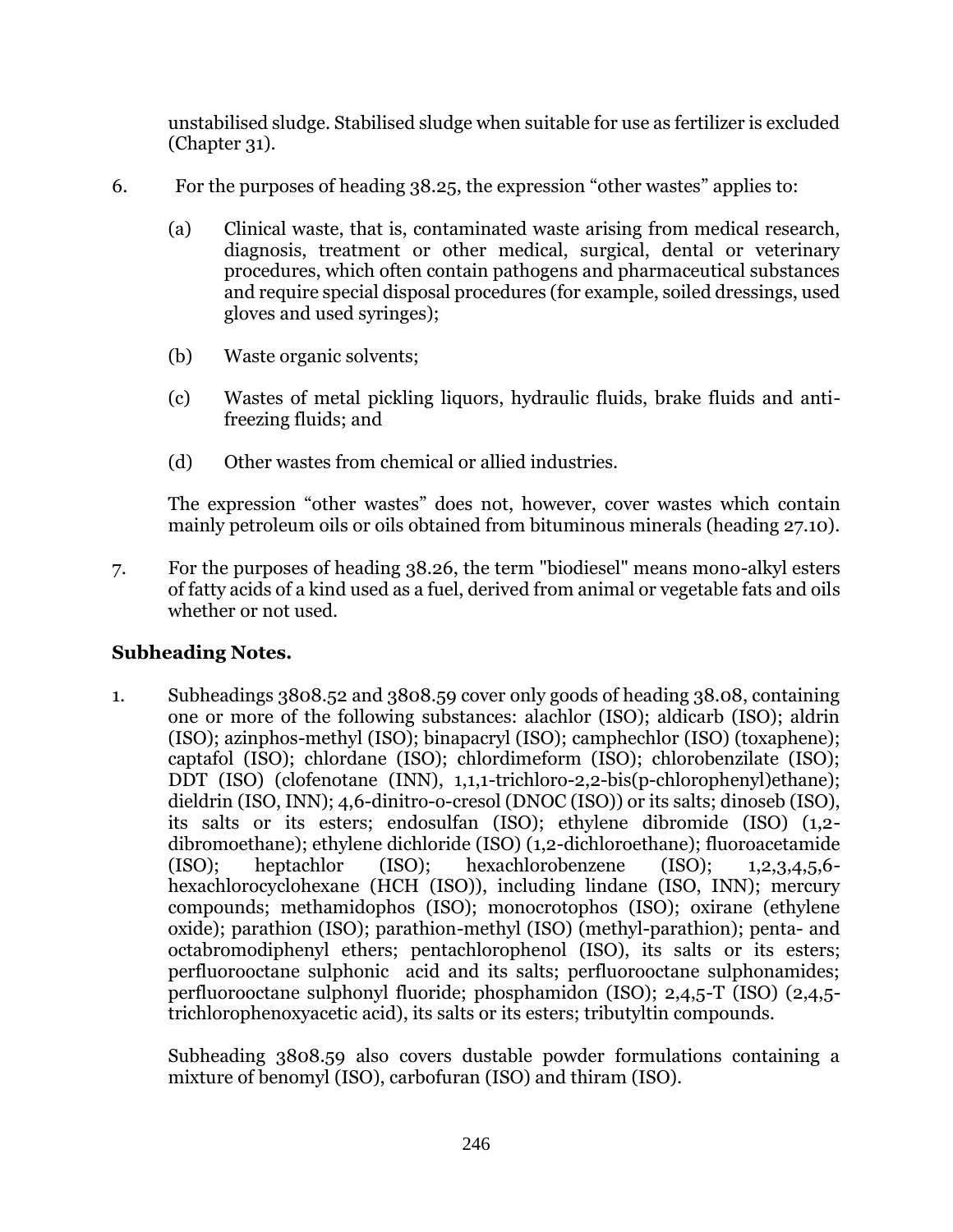unstabilised sludge. Stabilised sludge when suitable for use as fertilizer is excluded (Chapter 31).

6. For the purposes of heading 38.25, the expression “other wastes” applies to:

   (a) Clinical waste, that is, contaminated waste arising from medical research, diagnosis, treatment or other medical, surgical, dental or veterinary procedures, which often contain pathogens and pharmaceutical substances and require special disposal procedures (for example, soiled dressings, used gloves and used syringes);

   (b) Waste organic solvents;

   (c) Wastes of metal pickling liquors, hydraulic fluids, brake fluids and anti-freezing fluids; and

   (d) Other wastes from chemical or allied industries.

   The expression “other wastes” does not, however, cover wastes which contain mainly petroleum oils or oils obtained from bituminous minerals (heading 27.10).

7. For the purposes of heading 38.26, the term "biodiesel" means mono-alkyl esters of fatty acids of a kind used as a fuel, derived from animal or vegetable fats and oils whether or not used.

## Subheading Notes.

1. Subheadings 3808.52 and 3808.59 cover only goods of heading 38.08, containing one or more of the following substances: alachlor (ISO); aldicarb (ISO); aldrin (ISO); azinphos-methyl (ISO); binapacryl (ISO); camphechlor (ISO) (toxaphene); captafol (ISO); chlordane (ISO); chlordimeform (ISO); chlorobenzilate (ISO); DDT (ISO) (clofenotane (INN), 1,1,1-trichloro-2,2-bis(p-chlorophenyl)ethane); dieldrin (ISO, INN); 4,6-dinitro-o-cresol (DNOC (ISO)) or its salts; dinoseb (ISO), its salts or its esters; endosulfan (ISO); ethylene dibromide (ISO) (1,2-dibromoethane); ethylene dichloride (ISO) (1,2-dichloroethane); fluoroacetamide (ISO); heptachlor (ISO); hexachlorobenzene (ISO); 1,2,3,4,5,6-hexachlorocyclohexane (HCH (ISO)), including lindane (ISO, INN); mercury compounds; methamidophos (ISO); monocrotophos (ISO); oxirane (ethylene oxide); parathion (ISO); parathion-methyl (ISO) (methyl-parathion); penta- and octabromodiphenyl ethers; pentachlorophenol (ISO), its salts or its esters; perfluorooctane sulphonic acid and its salts; perfluorooctane sulphonamides; perfluorooctane sulphonyl fluoride; phosphamidon (ISO); 2,4,5-T (ISO) (2,4,5-trichlorophenoxyacetic acid), its salts or its esters; tributyltin compounds.

   Subheading 3808.59 also covers dustable powder formulations containing a mixture of benomyl (ISO), carbofuran (ISO) and thiram (ISO).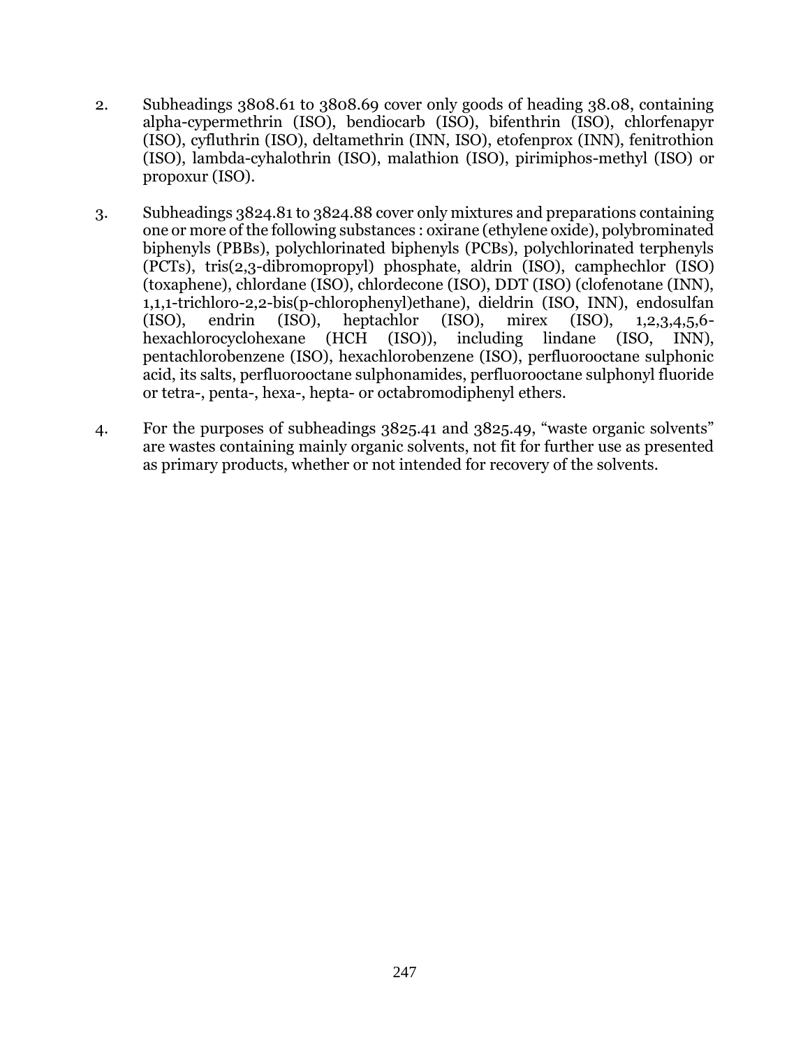2. Subheadings 3808.61 to 3808.69 cover only goods of heading 38.08, containing alpha-cypermethrin (ISO), bendiocarb (ISO), bifenthrin (ISO), chlorfenapyr (ISO), cyfluthrin (ISO), deltamethrin (INN, ISO), etofenprox (INN), fenitrothion (ISO), lambda-cyhalothrin (ISO), malathion (ISO), pirimiphos-methyl (ISO) or propoxur (ISO).

3. Subheadings 3824.81 to 3824.88 cover only mixtures and preparations containing one or more of the following substances : oxirane (ethylene oxide), polybrominated biphenyls (PBBs), polychlorinated biphenyls (PCBs), polychlorinated terphenyls (PCTs), tris(2,3-dibromopropyl) phosphate, aldrin (ISO), camphechlor (ISO) (toxaphene), chlordane (ISO), chlordecone (ISO), DDT (ISO) (clofenotane (INN), 1,1,1-trichloro-2,2-bis(p-chlorophenyl)ethane), dieldrin (ISO, INN), endosulfan (ISO), endrin (ISO), heptachlor (ISO), mirex (ISO), 1,2,3,4,5,6-hexachlorocyclohexane (HCH (ISO)), including lindane (ISO, INN), pentachlorobenzene (ISO), hexachlorobenzene (ISO), perfluorooctane sulphonic acid, its salts, perfluorooctane sulphonamides, perfluorooctane sulphonyl fluoride or tetra-, penta-, hexa-, hepta- or octabromodiphenyl ethers.

4. For the purposes of subheadings 3825.41 and 3825.49, "waste organic solvents" are wastes containing mainly organic solvents, not fit for further use as presented as primary products, whether or not intended for recovery of the solvents.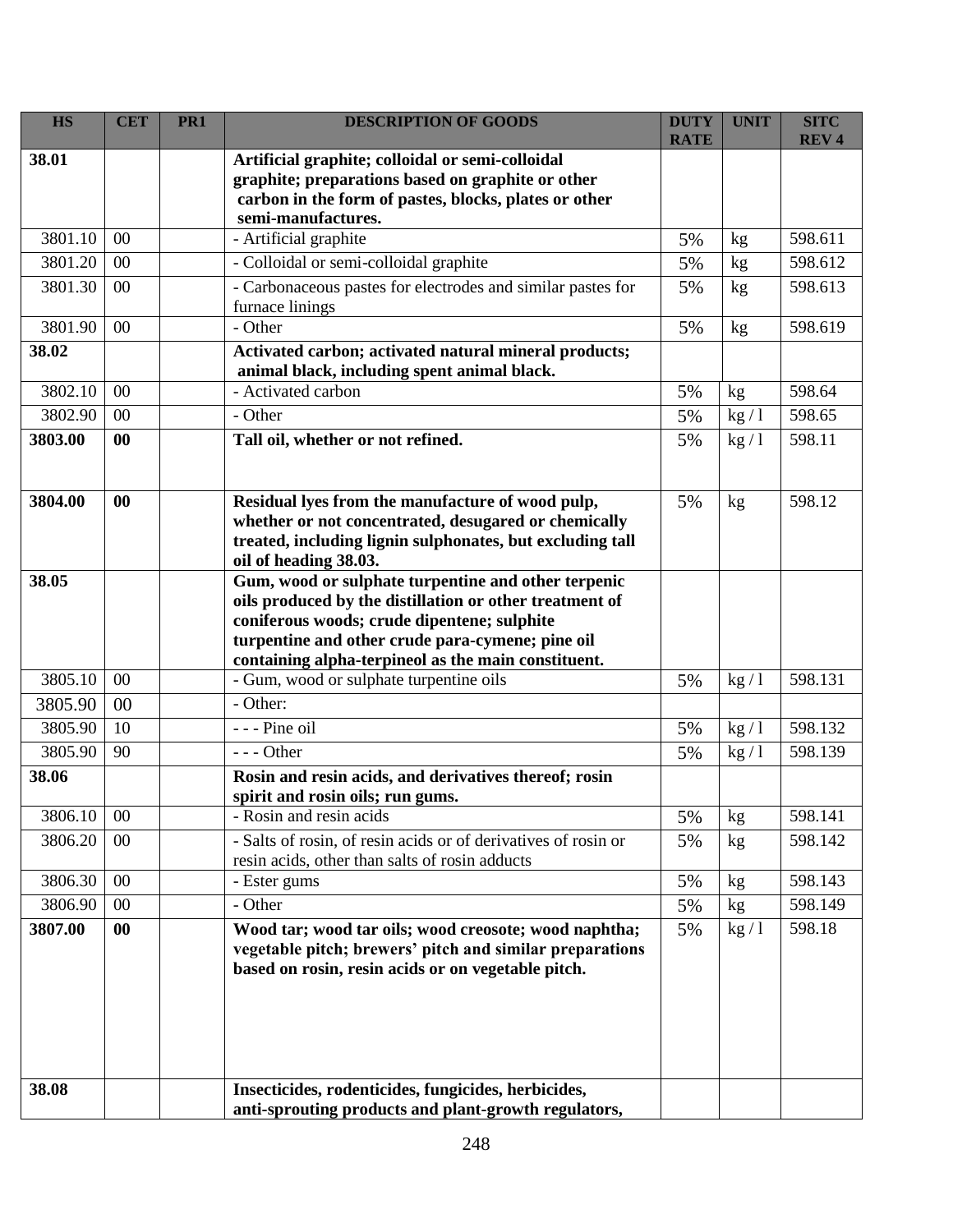| HS | CET | PR1 | DESCRIPTION OF GOODS | DUTY RATE | UNIT | SITC REV 4 |
|---|---|---|---|---|---|---|
| **38.01** | | | **Artificial graphite; colloidal or semi-colloidal graphite; preparations based on graphite or other carbon in the form of pastes, blocks, plates or other semi-manufactures.** | | | |
| 3801.10 | 00 | | - Artificial graphite | 5% | kg | 598.611 |
| 3801.20 | 00 | | - Colloidal or semi-colloidal graphite | 5% | kg | 598.612 |
| 3801.30 | 00 | | - Carbonaceous pastes for electrodes and similar pastes for furnace linings | 5% | kg | 598.613 |
| 3801.90 | 00 | | - Other | 5% | kg | 598.619 |
| **38.02** | | | **Activated carbon; activated natural mineral products; animal black, including spent animal black.** | | | |
| 3802.10 | 00 | | - Activated carbon | 5% | kg | 598.64 |
| 3802.90 | 00 | | - Other | 5% | kg / l | 598.65 |
| **3803.00** | **00** | | **Tall oil, whether or not refined.** | 5% | kg / l | 598.11 |
| **3804.00** | **00** | | **Residual lyes from the manufacture of wood pulp, whether or not concentrated, desugared or chemically treated, including lignin sulphonates, but excluding tall oil of heading 38.03.** | 5% | kg | 598.12 |
| **38.05** | | | **Gum, wood or sulphate turpentine and other terpenic oils produced by the distillation or other treatment of coniferous woods; crude dipentene; sulphite turpentine and other crude para-cymene; pine oil containing alpha-terpineol as the main constituent.** | | | |
| 3805.10 | 00 | | - Gum, wood or sulphate turpentine oils | 5% | kg / l | 598.131 |
| 3805.90 | 00 | | - Other: | | | |
| 3805.90 | 10 | | - - - Pine oil | 5% | kg / l | 598.132 |
| 3805.90 | 90 | | - - - Other | 5% | kg / l | 598.139 |
| **38.06** | | | **Rosin and resin acids, and derivatives thereof; rosin spirit and rosin oils; run gums.** | | | |
| 3806.10 | 00 | | - Rosin and resin acids | 5% | kg | 598.141 |
| 3806.20 | 00 | | - Salts of rosin, of resin acids or of derivatives of rosin or resin acids, other than salts of rosin adducts | 5% | kg | 598.142 |
| 3806.30 | 00 | | - Ester gums | 5% | kg | 598.143 |
| 3806.90 | 00 | | - Other | 5% | kg | 598.149 |
| **3807.00** | **00** | | **Wood tar; wood tar oils; wood creosote; wood naphtha; vegetable pitch; brewers' pitch and similar preparations based on rosin, resin acids or on vegetable pitch.** | 5% | kg / l | 598.18 |
| **38.08** | | | **Insecticides, rodenticides, fungicides, herbicides, anti-sprouting products and plant-growth regulators,** | | | |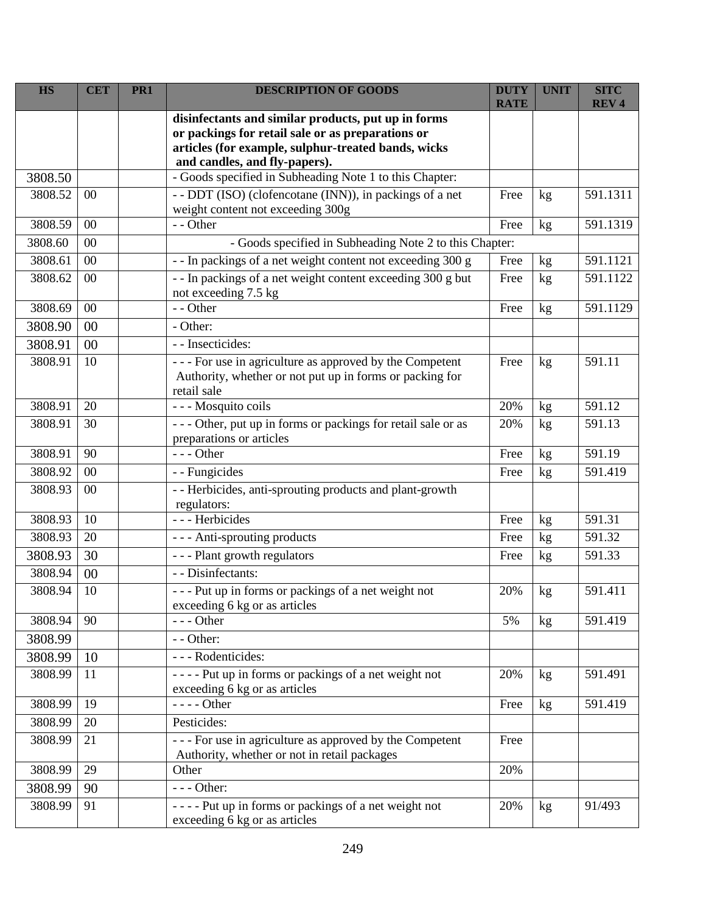| HS | CET | PR1 | DESCRIPTION OF GOODS | DUTY RATE | UNIT | SITC REV 4 |
|---|---|---|---|---|---|---|
| | | | **disinfectants and similar products, put up in forms or packings for retail sale or as preparations or articles (for example, sulphur-treated bands, wicks and candles, and fly-papers).** | | | |
| 3808.50 | | | - Goods specified in Subheading Note 1 to this Chapter: | | | |
| 3808.52 | 00 | | - - DDT (ISO) (clofencotane (INN)), in packings of a net weight content not exceeding 300g | Free | kg | 591.1311 |
| 3808.59 | 00 | | - - Other | Free | kg | 591.1319 |
| 3808.60 | 00 | | - Goods specified in Subheading Note 2 to this Chapter: | | | |
| 3808.61 | 00 | | - - In packings of a net weight content not exceeding 300 g | Free | kg | 591.1121 |
| 3808.62 | 00 | | - - In packings of a net weight content exceeding 300 g but not exceeding 7.5 kg | Free | kg | 591.1122 |
| 3808.69 | 00 | | - - Other | Free | kg | 591.1129 |
| 3808.90 | 00 | | - Other: | | | |
| 3808.91 | 00 | | - - Insecticides: | | | |
| 3808.91 | 10 | | - - - For use in agriculture as approved by the Competent Authority, whether or not put up in forms or packing for retail sale | Free | kg | 591.11 |
| 3808.91 | 20 | | - - - Mosquito coils | 20% | kg | 591.12 |
| 3808.91 | 30 | | - - - Other, put up in forms or packings for retail sale or as preparations or articles | 20% | kg | 591.13 |
| 3808.91 | 90 | | - - - Other | Free | kg | 591.19 |
| 3808.92 | 00 | | - - Fungicides | Free | kg | 591.419 |
| 3808.93 | 00 | | - - Herbicides, anti-sprouting products and plant-growth regulators: | | | |
| 3808.93 | 10 | | - - - Herbicides | Free | kg | 591.31 |
| 3808.93 | 20 | | - - - Anti-sprouting products | Free | kg | 591.32 |
| 3808.93 | 30 | | - - - Plant growth regulators | Free | kg | 591.33 |
| 3808.94 | 00 | | - - Disinfectants: | | | |
| 3808.94 | 10 | | - - - Put up in forms or packings of a net weight not exceeding 6 kg or as articles | 20% | kg | 591.411 |
| 3808.94 | 90 | | - - - Other | 5% | kg | 591.419 |
| 3808.99 | | | - - Other: | | | |
| 3808.99 | 10 | | - - - Rodenticides: | | | |
| 3808.99 | 11 | | - - - - Put up in forms or packings of a net weight not exceeding 6 kg or as articles | 20% | kg | 591.491 |
| 3808.99 | 19 | | - - - - Other | Free | kg | 591.419 |
| 3808.99 | 20 | | Pesticides: | | | |
| 3808.99 | 21 | | - - - For use in agriculture as approved by the Competent Authority, whether or not in retail packages | Free | | |
| 3808.99 | 29 | | Other | 20% | | |
| 3808.99 | 90 | | - - - Other: | | | |
| 3808.99 | 91 | | - - - - Put up in forms or packings of a net weight not exceeding 6 kg or as articles | 20% | kg | 91/493 |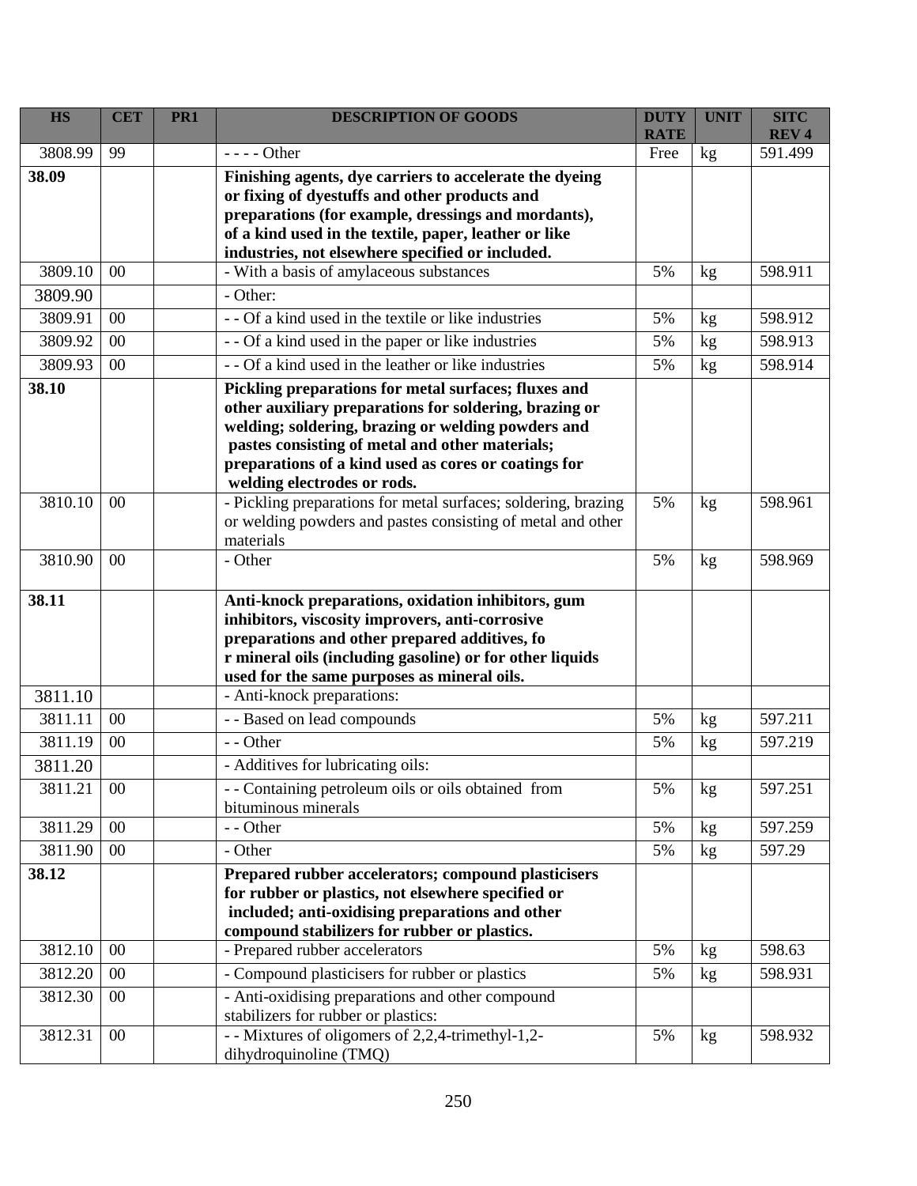| HS | CET | PR1 | DESCRIPTION OF GOODS | DUTY RATE | UNIT | SITC REV 4 |
|---|---|---|---|---|---|---|
| 3808.99 | 99 | | - - - - Other | Free | kg | 591.499 |
| **38.09** | | | **Finishing agents, dye carriers to accelerate the dyeing or fixing of dyestuffs and other products and preparations (for example, dressings and mordants), of a kind used in the textile, paper, leather or like industries, not elsewhere specified or included.** | | | |
| 3809.10 | 00 | | - With a basis of amylaceous substances | 5% | kg | 598.911 |
| 3809.90 | | | - Other: | | | |
| 3809.91 | 00 | | - - Of a kind used in the textile or like industries | 5% | kg | 598.912 |
| 3809.92 | 00 | | - - Of a kind used in the paper or like industries | 5% | kg | 598.913 |
| 3809.93 | 00 | | - - Of a kind used in the leather or like industries | 5% | kg | 598.914 |
| **38.10** | | | **Pickling preparations for metal surfaces; fluxes and other auxiliary preparations for soldering, brazing or welding; soldering, brazing or welding powders and pastes consisting of metal and other materials; preparations of a kind used as cores or coatings for welding electrodes or rods.** | | | |
| 3810.10 | 00 | | - Pickling preparations for metal surfaces; soldering, brazing or welding powders and pastes consisting of metal and other materials | 5% | kg | 598.961 |
| 3810.90 | 00 | | - Other | 5% | kg | 598.969 |
| **38.11** | | | **Anti-knock preparations, oxidation inhibitors, gum inhibitors, viscosity improvers, anti-corrosive preparations and other prepared additives, fo r mineral oils (including gasoline) or for other liquids used for the same purposes as mineral oils.** | | | |
| 3811.10 | | | - Anti-knock preparations: | | | |
| 3811.11 | 00 | | - - Based on lead compounds | 5% | kg | 597.211 |
| 3811.19 | 00 | | - - Other | 5% | kg | 597.219 |
| 3811.20 | | | - Additives for lubricating oils: | | | |
| 3811.21 | 00 | | - - Containing petroleum oils or oils obtained from bituminous minerals | 5% | kg | 597.251 |
| 3811.29 | 00 | | - - Other | 5% | kg | 597.259 |
| 3811.90 | 00 | | - Other | 5% | kg | 597.29 |
| **38.12** | | | **Prepared rubber accelerators; compound plasticisers for rubber or plastics, not elsewhere specified or included; anti-oxidising preparations and other compound stabilizers for rubber or plastics.** | | | |
| 3812.10 | 00 | | - Prepared rubber accelerators | 5% | kg | 598.63 |
| 3812.20 | 00 | | - Compound plasticisers for rubber or plastics | 5% | kg | 598.931 |
| 3812.30 | 00 | | - Anti-oxidising preparations and other compound stabilizers for rubber or plastics: | | | |
| 3812.31 | 00 | | - - Mixtures of oligomers of 2,2,4-trimethyl-1,2-dihydroquinoline (TMQ) | 5% | kg | 598.932 |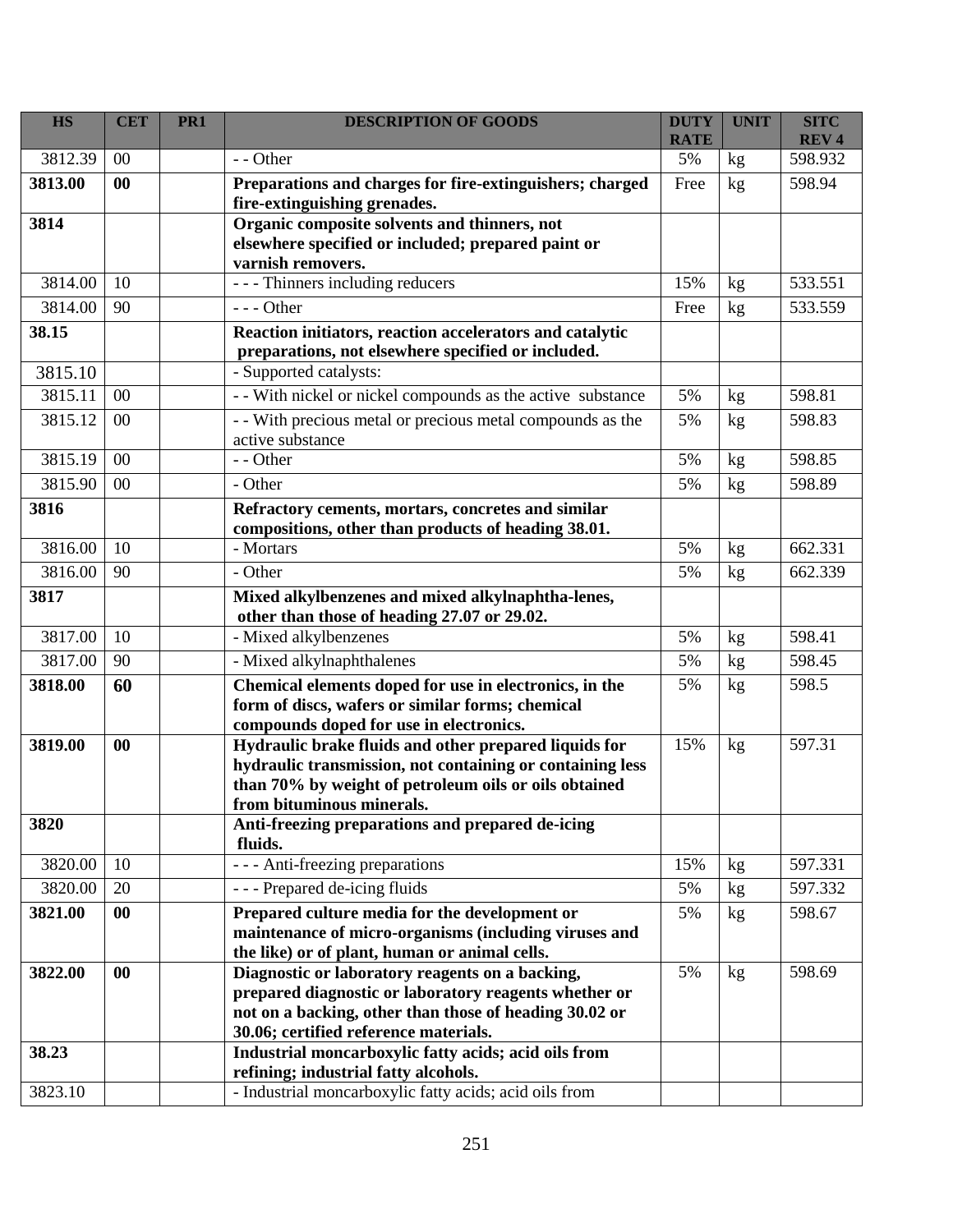| HS | CET | PR1 | DESCRIPTION OF GOODS | DUTY RATE | UNIT | SITC REV 4 |
|---|---|---|---|---|---|---|
| 3812.39 | 00 | | - - Other | 5% | kg | 598.932 |
| **3813.00** | **00** | | **Preparations and charges for fire-extinguishers; charged fire-extinguishing grenades.** | Free | kg | 598.94 |
| **3814** | | | **Organic composite solvents and thinners, not elsewhere specified or included; prepared paint or varnish removers.** | | | |
| 3814.00 | 10 | | - - - Thinners including reducers | 15% | kg | 533.551 |
| 3814.00 | 90 | | - - - Other | Free | kg | 533.559 |
| **38.15** | | | **Reaction initiators, reaction accelerators and catalytic preparations, not elsewhere specified or included.** | | | |
| 3815.10 | | | - Supported catalysts: | | | |
| 3815.11 | 00 | | - - With nickel or nickel compounds as the active substance | 5% | kg | 598.81 |
| 3815.12 | 00 | | - - With precious metal or precious metal compounds as the active substance | 5% | kg | 598.83 |
| 3815.19 | 00 | | - - Other | 5% | kg | 598.85 |
| 3815.90 | 00 | | - Other | 5% | kg | 598.89 |
| **3816** | | | **Refractory cements, mortars, concretes and similar compositions, other than products of heading 38.01.** | | | |
| 3816.00 | 10 | | - Mortars | 5% | kg | 662.331 |
| 3816.00 | 90 | | - Other | 5% | kg | 662.339 |
| **3817** | | | **Mixed alkylbenzenes and mixed alkylnaphtha-lenes, other than those of heading 27.07 or 29.02.** | | | |
| 3817.00 | 10 | | - Mixed alkylbenzenes | 5% | kg | 598.41 |
| 3817.00 | 90 | | - Mixed alkylnaphthalenes | 5% | kg | 598.45 |
| **3818.00** | **60** | | **Chemical elements doped for use in electronics, in the form of discs, wafers or similar forms; chemical compounds doped for use in electronics.** | 5% | kg | 598.5 |
| **3819.00** | **00** | | **Hydraulic brake fluids and other prepared liquids for hydraulic transmission, not containing or containing less than 70% by weight of petroleum oils or oils obtained from bituminous minerals.** | 15% | kg | 597.31 |
| **3820** | | | **Anti-freezing preparations and prepared de-icing fluids.** | | | |
| 3820.00 | 10 | | - - - Anti-freezing preparations | 15% | kg | 597.331 |
| 3820.00 | 20 | | - - - Prepared de-icing fluids | 5% | kg | 597.332 |
| **3821.00** | **00** | | **Prepared culture media for the development or maintenance of micro-organisms (including viruses and the like) or of plant, human or animal cells.** | 5% | kg | 598.67 |
| **3822.00** | **00** | | **Diagnostic or laboratory reagents on a backing, prepared diagnostic or laboratory reagents whether or not on a backing, other than those of heading 30.02 or 30.06; certified reference materials.** | 5% | kg | 598.69 |
| **38.23** | | | **Industrial moncarboxylic fatty acids; acid oils from refining; industrial fatty alcohols.** | | | |
| 3823.10 | | | - Industrial moncarboxylic fatty acids; acid oils from | | | |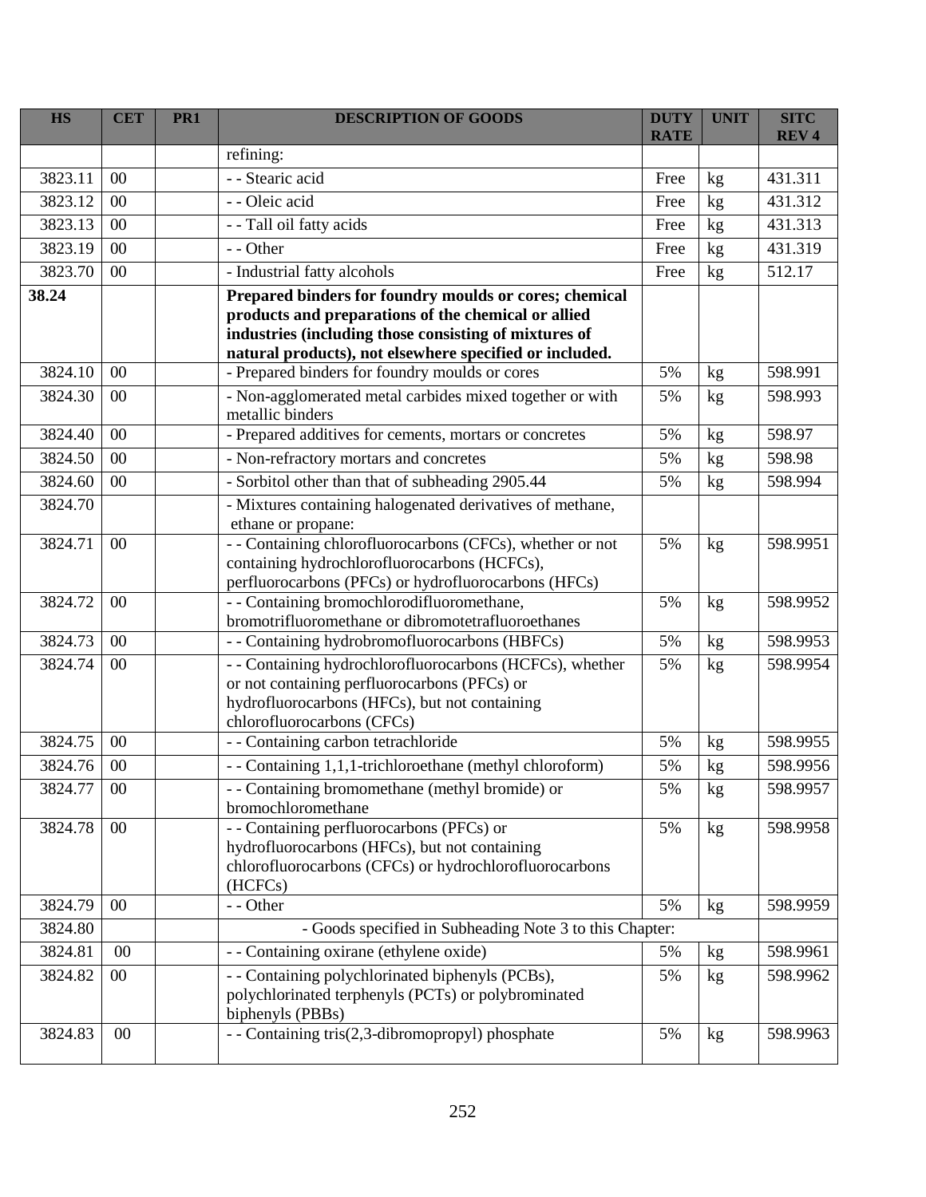| HS | CET | PR1 | DESCRIPTION OF GOODS | DUTY RATE | UNIT | SITC REV 4 |
|---|---|---|---|---|---|---|
| | | | refining: | | | |
| 3823.11 | 00 | | - - Stearic acid | Free | kg | 431.311 |
| 3823.12 | 00 | | - - Oleic acid | Free | kg | 431.312 |
| 3823.13 | 00 | | - - Tall oil fatty acids | Free | kg | 431.313 |
| 3823.19 | 00 | | - - Other | Free | kg | 431.319 |
| 3823.70 | 00 | | - Industrial fatty alcohols | Free | kg | 512.17 |
| **38.24** | | | **Prepared binders for foundry moulds or cores; chemical products and preparations of the chemical or allied industries (including those consisting of mixtures of natural products), not elsewhere specified or included.** | | | |
| 3824.10 | 00 | | - Prepared binders for foundry moulds or cores | 5% | kg | 598.991 |
| 3824.30 | 00 | | - Non-agglomerated metal carbides mixed together or with metallic binders | 5% | kg | 598.993 |
| 3824.40 | 00 | | - Prepared additives for cements, mortars or concretes | 5% | kg | 598.97 |
| 3824.50 | 00 | | - Non-refractory mortars and concretes | 5% | kg | 598.98 |
| 3824.60 | 00 | | - Sorbitol other than that of subheading 2905.44 | 5% | kg | 598.994 |
| 3824.70 | | | - Mixtures containing halogenated derivatives of methane, ethane or propane: | | | |
| 3824.71 | 00 | | - - Containing chlorofluorocarbons (CFCs), whether or not containing hydrochlorofluorocarbons (HCFCs), perfluorocarbons (PFCs) or hydrofluorocarbons (HFCs) | 5% | kg | 598.9951 |
| 3824.72 | 00 | | - - Containing bromochlorodifluoromethane, bromotrifluoromethane or dibromotetrafluoroethanes | 5% | kg | 598.9952 |
| 3824.73 | 00 | | - - Containing hydrobromofluorocarbons (HBFCs) | 5% | kg | 598.9953 |
| 3824.74 | 00 | | - - Containing hydrochlorofluorocarbons (HCFCs), whether or not containing perfluorocarbons (PFCs) or hydrofluorocarbons (HFCs), but not containing chlorofluorocarbons (CFCs) | 5% | kg | 598.9954 |
| 3824.75 | 00 | | - - Containing carbon tetrachloride | 5% | kg | 598.9955 |
| 3824.76 | 00 | | - - Containing 1,1,1-trichloroethane (methyl chloroform) | 5% | kg | 598.9956 |
| 3824.77 | 00 | | - - Containing bromomethane (methyl bromide) or bromochloromethane | 5% | kg | 598.9957 |
| 3824.78 | 00 | | - - Containing perfluorocarbons (PFCs) or hydrofluorocarbons (HFCs), but not containing chlorofluorocarbons (CFCs) or hydrochlorofluorocarbons (HCFCs) | 5% | kg | 598.9958 |
| 3824.79 | 00 | | - - Other | 5% | kg | 598.9959 |
| 3824.80 | | | - Goods specified in Subheading Note 3 to this Chapter: | | | |
| 3824.81 | 00 | | - - Containing oxirane (ethylene oxide) | 5% | kg | 598.9961 |
| 3824.82 | 00 | | - - Containing polychlorinated biphenyls (PCBs), polychlorinated terphenyls (PCTs) or polybrominated biphenyls (PBBs) | 5% | kg | 598.9962 |
| 3824.83 | 00 | | - - Containing tris(2,3-dibromopropyl) phosphate | 5% | kg | 598.9963 |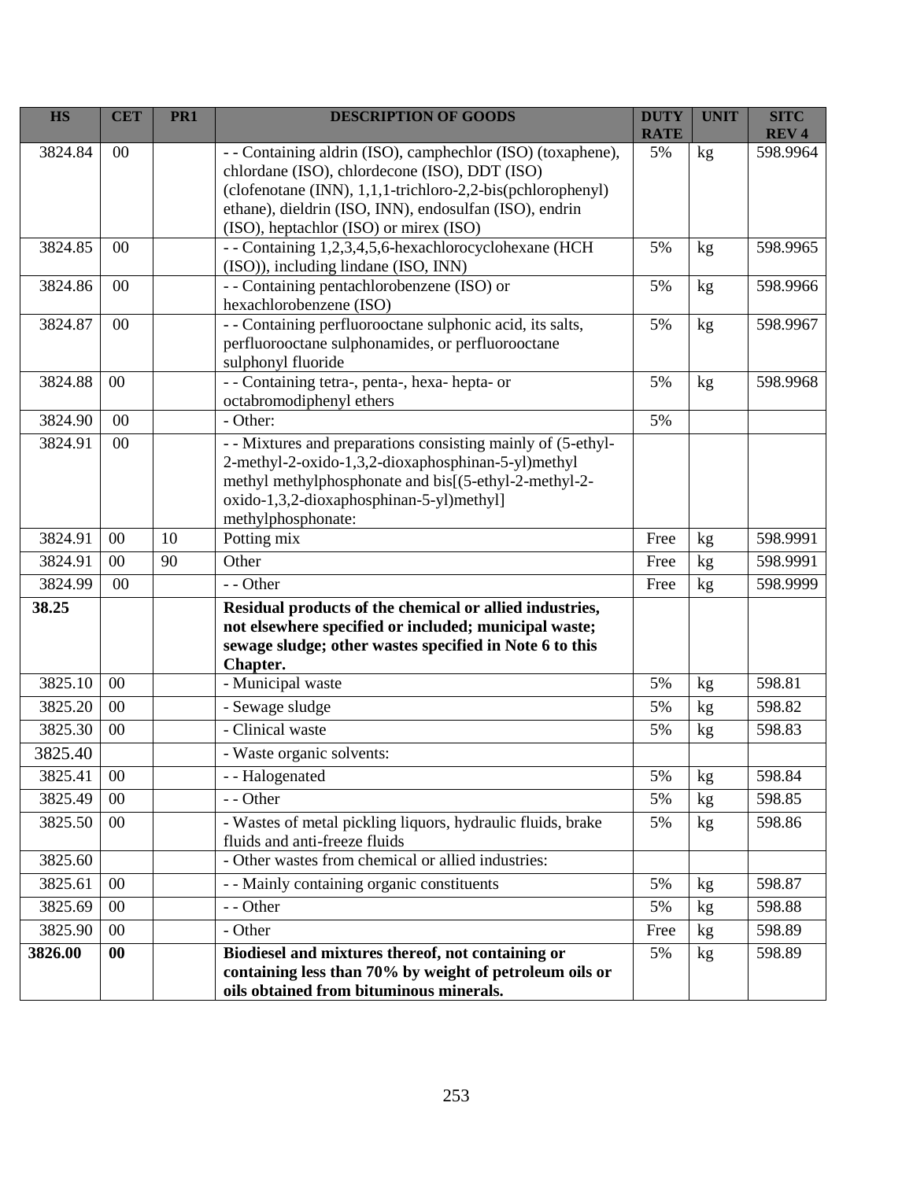| HS | CET | PR1 | DESCRIPTION OF GOODS | DUTY RATE | UNIT | SITC REV 4 |
|---|---|---|---|---|---|---|
| 3824.84 | 00 | | - - Containing aldrin (ISO), camphechlor (ISO) (toxaphene), chlordane (ISO), chlordecone (ISO), DDT (ISO) (clofenotane (INN), 1,1,1-trichloro-2,2-bis(pchlorophenyl) ethane), dieldrin (ISO, INN), endosulfan (ISO), endrin (ISO), heptachlor (ISO) or mirex (ISO) | 5% | kg | 598.9964 |
| 3824.85 | 00 | | - - Containing 1,2,3,4,5,6-hexachlorocyclohexane (HCH (ISO)), including lindane (ISO, INN) | 5% | kg | 598.9965 |
| 3824.86 | 00 | | - - Containing pentachlorobenzene (ISO) or hexachlorobenzene (ISO) | 5% | kg | 598.9966 |
| 3824.87 | 00 | | - - Containing perfluorooctane sulphonic acid, its salts, perfluorooctane sulphonamides, or perfluorooctane sulphonyl fluoride | 5% | kg | 598.9967 |
| 3824.88 | 00 | | - - Containing tetra-, penta-, hexa- hepta- or octabromodiphenyl ethers | 5% | kg | 598.9968 |
| 3824.90 | 00 | | - Other: | 5% | | |
| 3824.91 | 00 | | - - Mixtures and preparations consisting mainly of (5-ethyl-2-methyl-2-oxido-1,3,2-dioxaphosphinan-5-yl)methyl methyl methylphosphonate and bis[(5-ethyl-2-methyl-2-oxido-1,3,2-dioxaphosphinan-5-yl)methyl] methylphosphonate: | | | |
| 3824.91 | 00 | 10 | Potting mix | Free | kg | 598.9991 |
| 3824.91 | 00 | 90 | Other | Free | kg | 598.9991 |
| 3824.99 | 00 | | - - Other | Free | kg | 598.9999 |
| **38.25** | | | **Residual products of the chemical or allied industries, not elsewhere specified or included; municipal waste; sewage sludge; other wastes specified in Note 6 to this Chapter.** | | | |
| 3825.10 | 00 | | - Municipal waste | 5% | kg | 598.81 |
| 3825.20 | 00 | | - Sewage sludge | 5% | kg | 598.82 |
| 3825.30 | 00 | | - Clinical waste | 5% | kg | 598.83 |
| 3825.40 | | | - Waste organic solvents: | | | |
| 3825.41 | 00 | | - - Halogenated | 5% | kg | 598.84 |
| 3825.49 | 00 | | - - Other | 5% | kg | 598.85 |
| 3825.50 | 00 | | - Wastes of metal pickling liquors, hydraulic fluids, brake fluids and anti-freeze fluids | 5% | kg | 598.86 |
| 3825.60 | | | - Other wastes from chemical or allied industries: | | | |
| 3825.61 | 00 | | - - Mainly containing organic constituents | 5% | kg | 598.87 |
| 3825.69 | 00 | | - - Other | 5% | kg | 598.88 |
| 3825.90 | 00 | | - Other | Free | kg | 598.89 |
| **3826.00** | **00** | | **Biodiesel and mixtures thereof, not containing or containing less than 70% by weight of petroleum oils or oils obtained from bituminous minerals.** | 5% | kg | 598.89 |